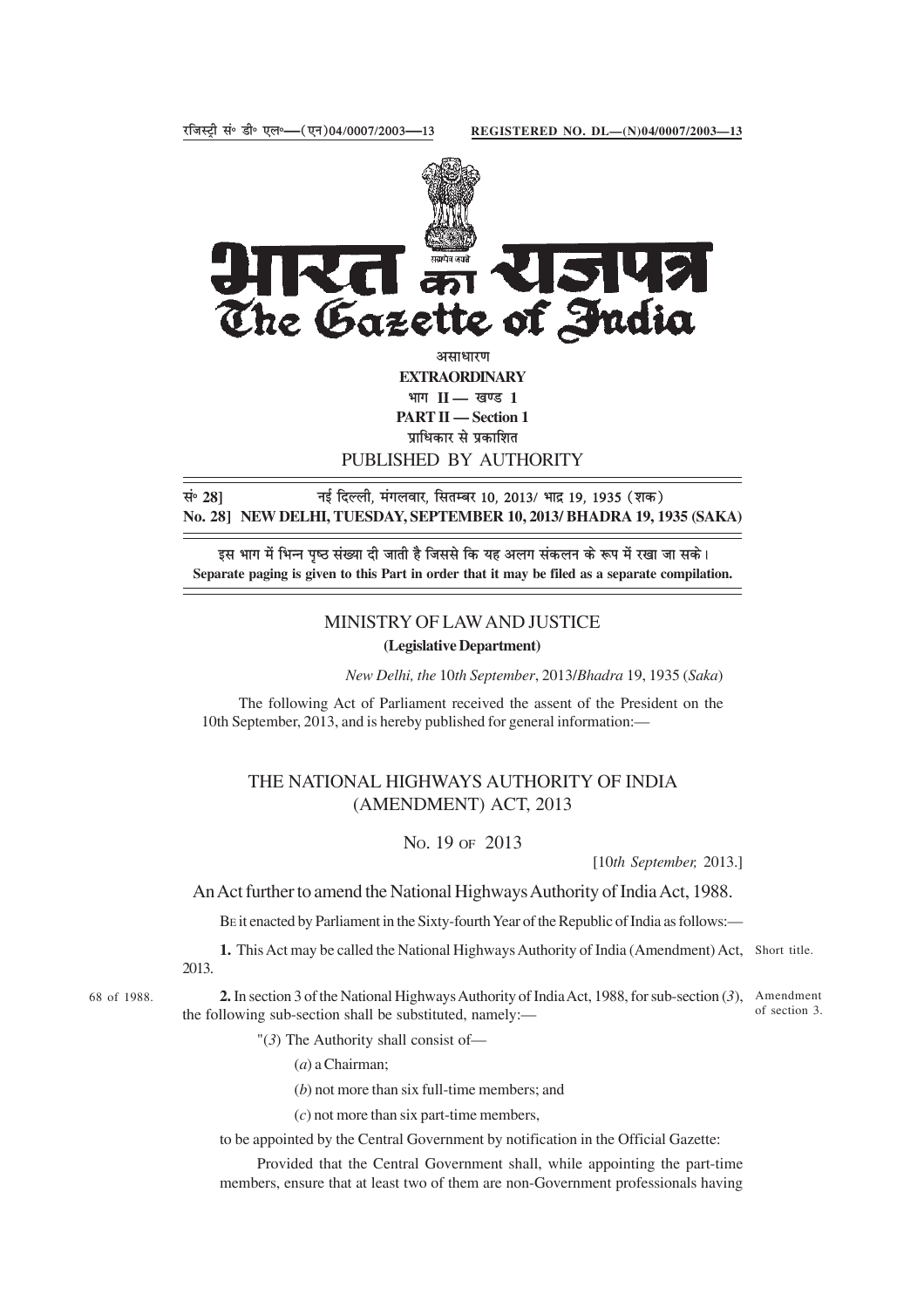रजिस्ट्री सं॰ डी॰ एल॰—(एन)04/0007/2003—13 REGISTERED NO. DL—(N)04/0007/2003—13

# भारत का राजपत्र
# The Gazette of India

असाधारण

**EXTRAORDINARY**

भाग II — खण्ड 1

**PART II — Section 1**

प्राधिकार से प्रकाशित

PUBLISHED BY AUTHORITY

सं॰ 28] नई दिल्ली, मंगलवार, सितम्बर 10, 2013/ भाद्र 19, 1935 (शक)

**No. 28] NEW DELHI, TUESDAY, SEPTEMBER 10, 2013/ BHADRA 19, 1935 (SAKA)**

इस भाग में भिन्न पृष्ठ संख्या दी जाती है जिससे कि यह अलग संकलन के रूप में रखा जा सके।

**Separate paging is given to this Part in order that it may be filed as a separate compilation.**

## MINISTRY OF LAW AND JUSTICE

**(Legislative Department)**

*New Delhi, the* 10*th September*, 2013/*Bhadra* 19, 1935 (*Saka*)

The following Act of Parliament received the assent of the President on the 10th September, 2013, and is hereby published for general information:—

## THE NATIONAL HIGHWAYS AUTHORITY OF INDIA (AMENDMENT) ACT, 2013

No. 19 of 2013

[10*th September,* 2013.]

An Act further to amend the National Highways Authority of India Act, 1988.

Be it enacted by Parliament in the Sixty-fourth Year of the Republic of India as follows:—

Short title.

**1.** This Act may be called the National Highways Authority of India (Amendment) Act, 2013.

Amendment of section 3.

68 of 1988.

**2.** In section 3 of the National Highways Authority of India Act, 1988, for sub-section (*3*), the following sub-section shall be substituted, namely:—

"(*3*) The Authority shall consist of—

(*a*) a Chairman;

(*b*) not more than six full-time members; and

(*c*) not more than six part-time members,

to be appointed by the Central Government by notification in the Official Gazette:

Provided that the Central Government shall, while appointing the part-time members, ensure that at least two of them are non-Government professionals having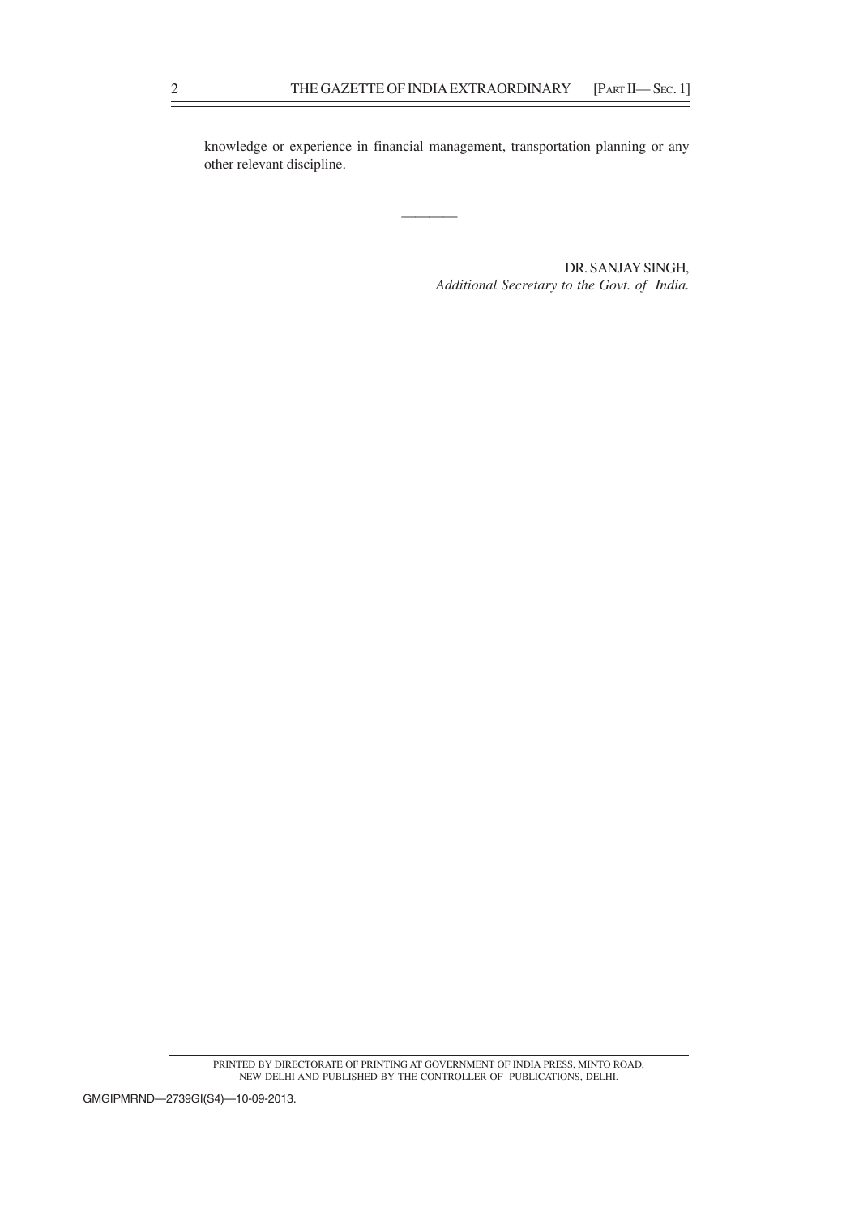knowledge or experience in financial management, transportation planning or any other relevant discipline.

---

DR. SANJAY SINGH,
*Additional Secretary to the Govt. of India.*

PRINTED BY DIRECTORATE OF PRINTING AT GOVERNMENT OF INDIA PRESS, MINTO ROAD, NEW DELHI AND PUBLISHED BY THE CONTROLLER OF PUBLICATIONS, DELHI.

GMGIPMRND—2739GI(S4)—10-09-2013.